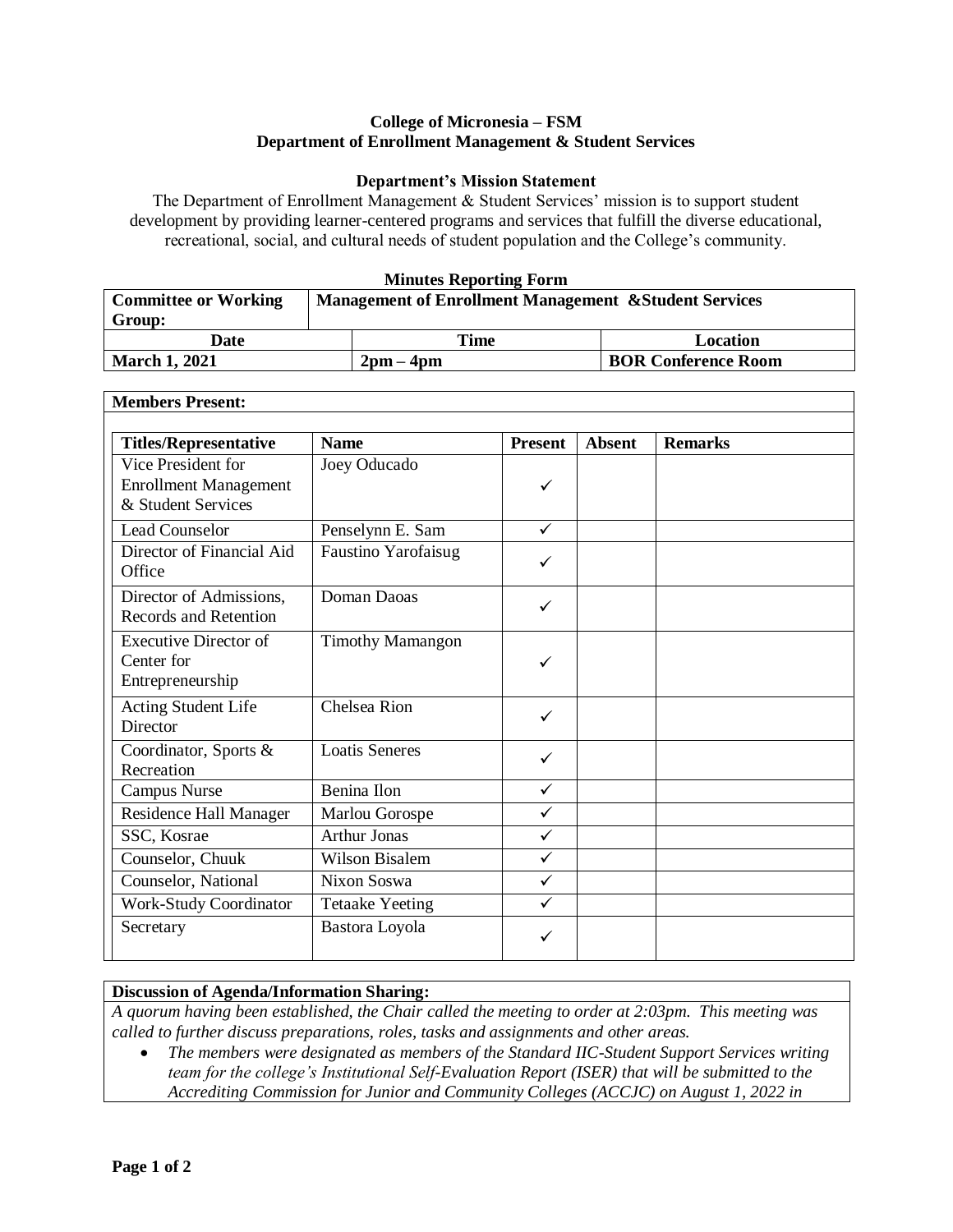**College of Micronesia – FSM**
**Department of Enrollment Management & Student Services**

**Department's Mission Statement**

The Department of Enrollment Management & Student Services' mission is to support student development by providing learner-centered programs and services that fulfill the diverse educational, recreational, social, and cultural needs of student population and the College's community.

**Minutes Reporting Form**

| **Committee or Working Group:** | **Management of Enrollment Management &Student Services** | |
|---|---|---|
| **Date** | **Time** | **Location** |
| **March 1, 2021** | **2pm – 4pm** | **BOR Conference Room** |

**Members Present:**

| Titles/Representative | Name | Present | Absent | Remarks |
|---|---|---|---|---|
| Vice President for Enrollment Management & Student Services | Joey Oducado | ✓ | | |
| Lead Counselor | Penselynn E. Sam | ✓ | | |
| Director of Financial Aid Office | Faustino Yarofaisug | ✓ | | |
| Director of Admissions, Records and Retention | Doman Daoas | ✓ | | |
| Executive Director of Center for Entrepreneurship | Timothy Mamangon | ✓ | | |
| Acting Student Life Director | Chelsea Rion | ✓ | | |
| Coordinator, Sports & Recreation | Loatis Seneres | ✓ | | |
| Campus Nurse | Benina Ilon | ✓ | | |
| Residence Hall Manager | Marlou Gorospe | ✓ | | |
| SSC, Kosrae | Arthur Jonas | ✓ | | |
| Counselor, Chuuk | Wilson Bisalem | ✓ | | |
| Counselor, National | Nixon Soswa | ✓ | | |
| Work-Study Coordinator | Tetaake Yeeting | ✓ | | |
| Secretary | Bastora Loyola | ✓ | | |

**Discussion of Agenda/Information Sharing:**

*A quorum having been established, the Chair called the meeting to order at 2:03pm. This meeting was called to further discuss preparations, roles, tasks and assignments and other areas.*

- *The members were designated as members of the Standard IIC-Student Support Services writing team for the college's Institutional Self-Evaluation Report (ISER) that will be submitted to the Accrediting Commission for Junior and Community Colleges (ACCJC) on August 1, 2022 in*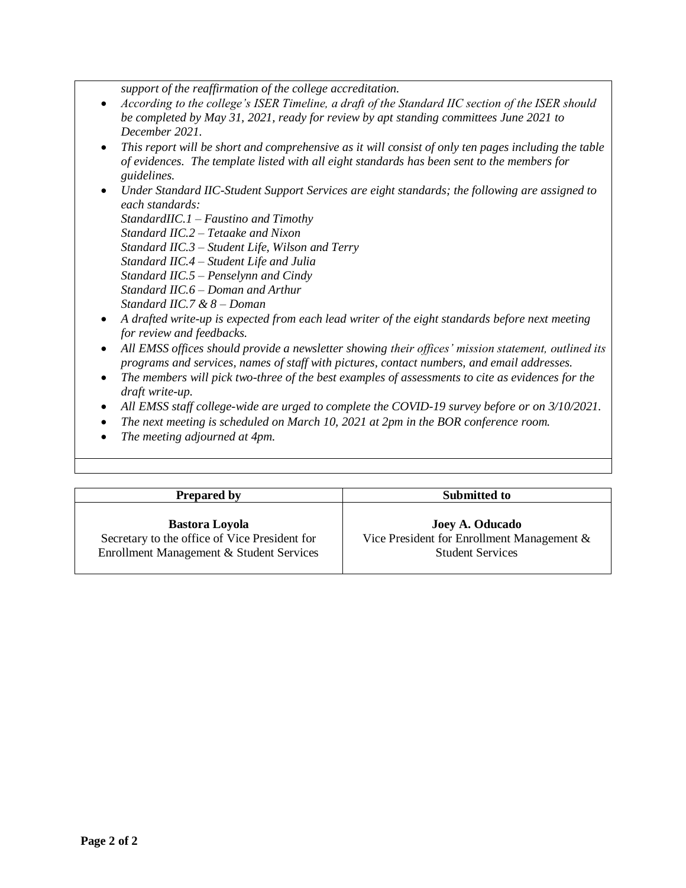*support of the reaffirmation of the college accreditation.*

- *According to the college's ISER Timeline, a draft of the Standard IIC section of the ISER should be completed by May 31, 2021, ready for review by apt standing committees June 2021 to December 2021.*
- *This report will be short and comprehensive as it will consist of only ten pages including the table of evidences. The template listed with all eight standards has been sent to the members for guidelines.*
- *Under Standard IIC-Student Support Services are eight standards; the following are assigned to each standards:*
  *StandardIIC.1 – Faustino and Timothy*
  *Standard IIC.2 – Tetaake and Nixon*
  *Standard IIC.3 – Student Life, Wilson and Terry*
  *Standard IIC.4 – Student Life and Julia*
  *Standard IIC.5 – Penselynn and Cindy*
  *Standard IIC.6 – Doman and Arthur*
  *Standard IIC.7 & 8 – Doman*
- *A drafted write-up is expected from each lead writer of the eight standards before next meeting for review and feedbacks.*
- *All EMSS offices should provide a newsletter showing their offices' mission statement, outlined its programs and services, names of staff with pictures, contact numbers, and email addresses.*
- *The members will pick two-three of the best examples of assessments to cite as evidences for the draft write-up.*
- *All EMSS staff college-wide are urged to complete the COVID-19 survey before or on 3/10/2021.*
- *The next meeting is scheduled on March 10, 2021 at 2pm in the BOR conference room.*
- *The meeting adjourned at 4pm.*

| Prepared by | Submitted to |
|---|---|
| **Bastora Loyola**<br>Secretary to the office of Vice President for Enrollment Management & Student Services | **Joey A. Oducado**<br>Vice President for Enrollment Management & Student Services |